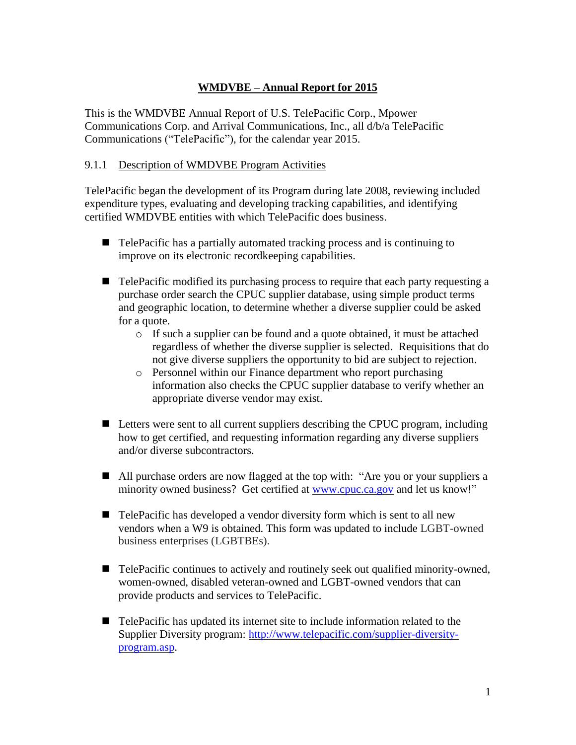# WMDVBE – Annual Report for 2015

This is the WMDVBE Annual Report of U.S. TelePacific Corp., Mpower Communications Corp. and Arrival Communications, Inc., all d/b/a TelePacific Communications ("TelePacific"), for the calendar year 2015.

## 9.1.1 Description of WMDVBE Program Activities

TelePacific began the development of its Program during late 2008, reviewing included expenditure types, evaluating and developing tracking capabilities, and identifying certified WMDVBE entities with which TelePacific does business.

- TelePacific has a partially automated tracking process and is continuing to improve on its electronic recordkeeping capabilities.

- TelePacific modified its purchasing process to require that each party requesting a purchase order search the CPUC supplier database, using simple product terms and geographic location, to determine whether a diverse supplier could be asked for a quote.
  - If such a supplier can be found and a quote obtained, it must be attached regardless of whether the diverse supplier is selected. Requisitions that do not give diverse suppliers the opportunity to bid are subject to rejection.
  - Personnel within our Finance department who report purchasing information also checks the CPUC supplier database to verify whether an appropriate diverse vendor may exist.

- Letters were sent to all current suppliers describing the CPUC program, including how to get certified, and requesting information regarding any diverse suppliers and/or diverse subcontractors.

- All purchase orders are now flagged at the top with: "Are you or your suppliers a minority owned business? Get certified at www.cpuc.ca.gov and let us know!"

- TelePacific has developed a vendor diversity form which is sent to all new vendors when a W9 is obtained. This form was updated to include LGBT-owned business enterprises (LGBTBEs).

- TelePacific continues to actively and routinely seek out qualified minority-owned, women-owned, disabled veteran-owned and LGBT-owned vendors that can provide products and services to TelePacific.

- TelePacific has updated its internet site to include information related to the Supplier Diversity program: http://www.telepacific.com/supplier-diversity-program.asp.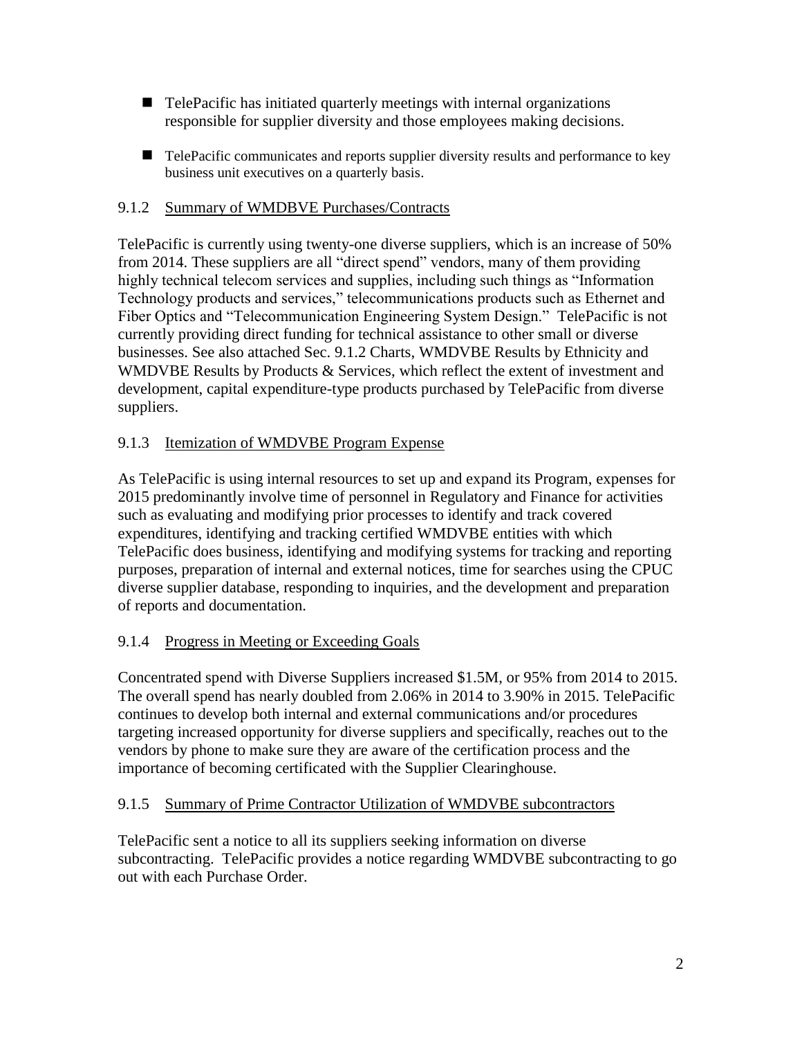- TelePacific has initiated quarterly meetings with internal organizations responsible for supplier diversity and those employees making decisions.
- TelePacific communicates and reports supplier diversity results and performance to key business unit executives on a quarterly basis.

### 9.1.2 Summary of WMDBVE Purchases/Contracts

TelePacific is currently using twenty-one diverse suppliers, which is an increase of 50% from 2014. These suppliers are all "direct spend" vendors, many of them providing highly technical telecom services and supplies, including such things as "Information Technology products and services," telecommunications products such as Ethernet and Fiber Optics and "Telecommunication Engineering System Design." TelePacific is not currently providing direct funding for technical assistance to other small or diverse businesses. See also attached Sec. 9.1.2 Charts, WMDVBE Results by Ethnicity and WMDVBE Results by Products & Services, which reflect the extent of investment and development, capital expenditure-type products purchased by TelePacific from diverse suppliers.

### 9.1.3 Itemization of WMDVBE Program Expense

As TelePacific is using internal resources to set up and expand its Program, expenses for 2015 predominantly involve time of personnel in Regulatory and Finance for activities such as evaluating and modifying prior processes to identify and track covered expenditures, identifying and tracking certified WMDVBE entities with which TelePacific does business, identifying and modifying systems for tracking and reporting purposes, preparation of internal and external notices, time for searches using the CPUC diverse supplier database, responding to inquiries, and the development and preparation of reports and documentation.

### 9.1.4 Progress in Meeting or Exceeding Goals

Concentrated spend with Diverse Suppliers increased $1.5M, or 95% from 2014 to 2015. The overall spend has nearly doubled from 2.06% in 2014 to 3.90% in 2015. TelePacific continues to develop both internal and external communications and/or procedures targeting increased opportunity for diverse suppliers and specifically, reaches out to the vendors by phone to make sure they are aware of the certification process and the importance of becoming certificated with the Supplier Clearinghouse.

### 9.1.5 Summary of Prime Contractor Utilization of WMDVBE subcontractors

TelePacific sent a notice to all its suppliers seeking information on diverse subcontracting. TelePacific provides a notice regarding WMDVBE subcontracting to go out with each Purchase Order.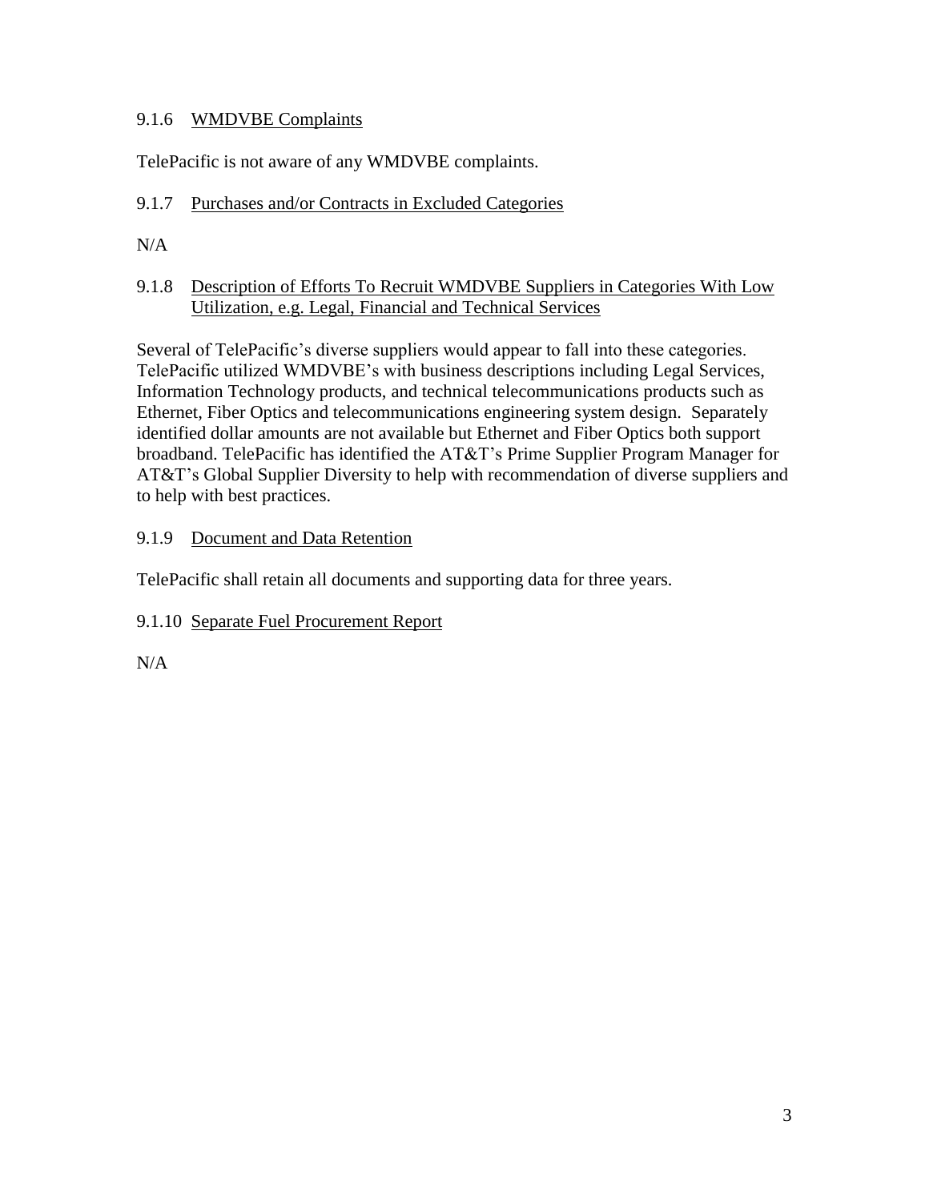### 9.1.6 <u>WMDVBE Complaints</u>

TelePacific is not aware of any WMDVBE complaints.

### 9.1.7 <u>Purchases and/or Contracts in Excluded Categories</u>

N/A

### 9.1.8 <u>Description of Efforts To Recruit WMDVBE Suppliers in Categories With Low Utilization, e.g. Legal, Financial and Technical Services</u>

Several of TelePacific's diverse suppliers would appear to fall into these categories. TelePacific utilized WMDVBE's with business descriptions including Legal Services, Information Technology products, and technical telecommunications products such as Ethernet, Fiber Optics and telecommunications engineering system design. Separately identified dollar amounts are not available but Ethernet and Fiber Optics both support broadband. TelePacific has identified the AT&T's Prime Supplier Program Manager for AT&T's Global Supplier Diversity to help with recommendation of diverse suppliers and to help with best practices.

### 9.1.9 <u>Document and Data Retention</u>

TelePacific shall retain all documents and supporting data for three years.

### 9.1.10 <u>Separate Fuel Procurement Report</u>

N/A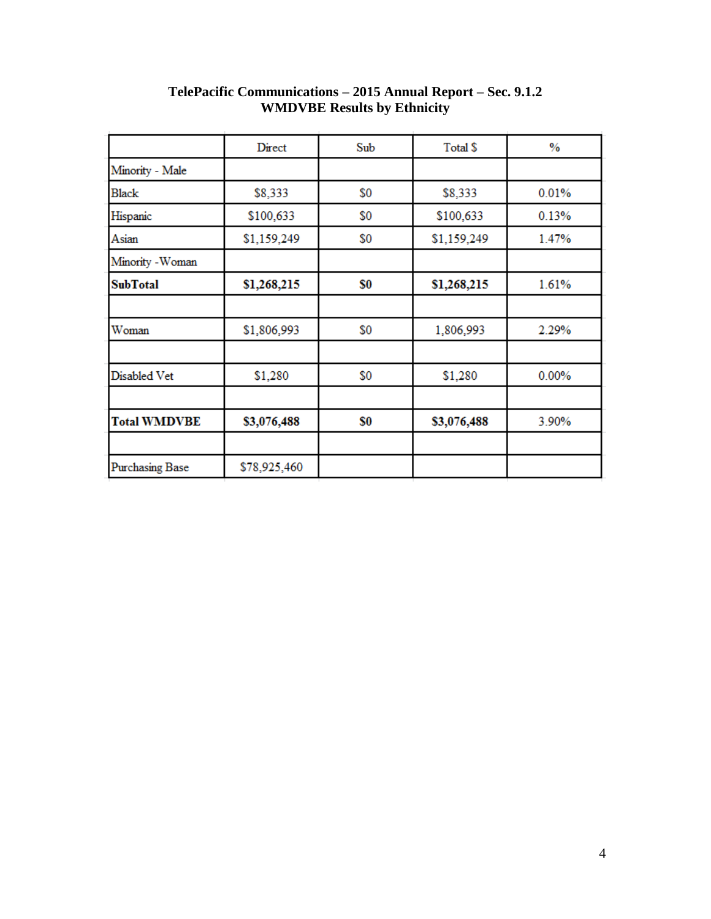**TelePacific Communications – 2015 Annual Report – Sec. 9.1.2**
**WMDVBE Results by Ethnicity**

| | Direct | Sub | Total $ | % |
|---|---|---|---|---|
| Minority - Male | | | | |
| Black | $8,333 | $0 | $8,333 | 0.01% |
| Hispanic | $100,633 | $0 | $100,633 | 0.13% |
| Asian | $1,159,249 | $0 | $1,159,249 | 1.47% |
| Minority -Woman | | | | |
| **SubTotal** | **$1,268,215** | **$0** | **$1,268,215** | 1.61% |
| | | | | |
| Woman | $1,806,993 | $0 | 1,806,993 | 2.29% |
| | | | | |
| Disabled Vet | $1,280 | $0 | $1,280 | 0.00% |
| | | | | |
| **Total WMDVBE** | **$3,076,488** | **$0** | **$3,076,488** | 3.90% |
| | | | | |
| Purchasing Base | $78,925,460 | | | |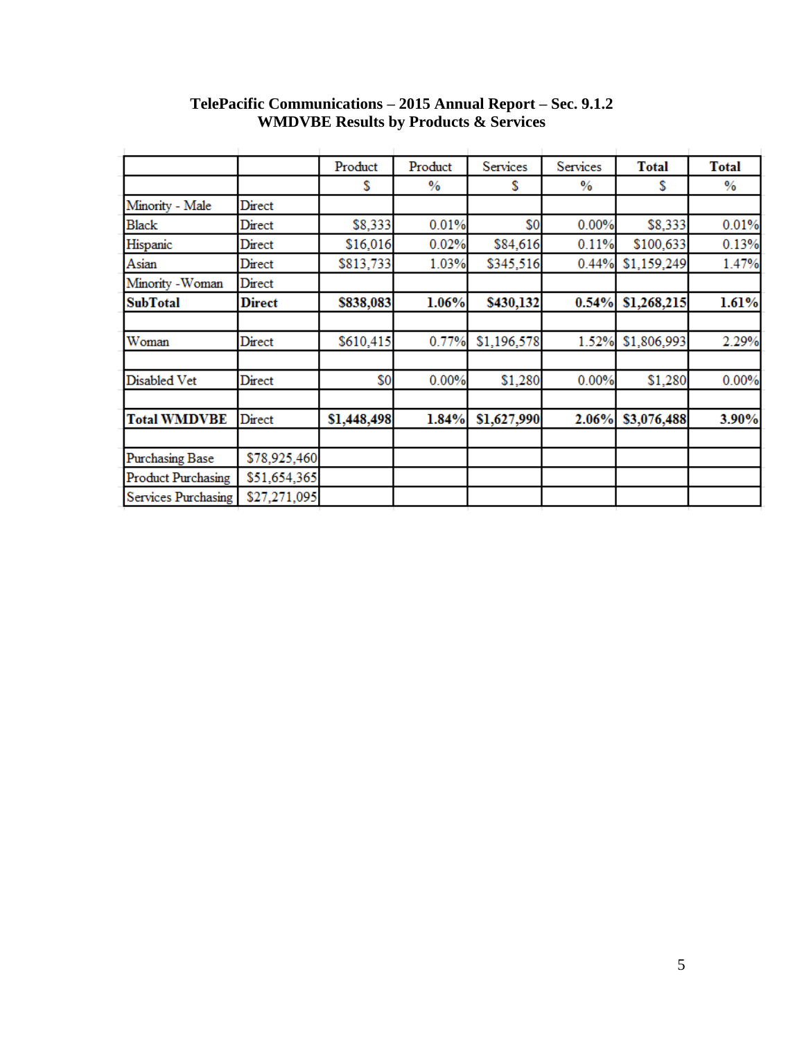**TelePacific Communications – 2015 Annual Report – Sec. 9.1.2**
**WMDVBE Results by Products & Services**

| | | Product | Product | Services | Services | **Total** | **Total** |
|---|---|---|---|---|---|---|---|
| | | $ | % | $ | % | $ | % |
| Minority - Male | Direct | | | | | | |
| Black | Direct | $8,333 | 0.01% | $0 | 0.00% | $8,333 | 0.01% |
| Hispanic | Direct | $16,016 | 0.02% | $84,616 | 0.11% | $100,633 | 0.13% |
| Asian | Direct | $813,733 | 1.03% | $345,516 | 0.44% | $1,159,249 | 1.47% |
| Minority -Woman | Direct | | | | | | |
| **SubTotal** | **Direct** | **$838,083** | **1.06%** | **$430,132** | **0.54%** | **$1,268,215** | **1.61%** |
| | | | | | | | |
| Woman | Direct | $610,415 | 0.77% | $1,196,578 | 1.52% | $1,806,993 | 2.29% |
| | | | | | | | |
| Disabled Vet | Direct | $0 | 0.00% | $1,280 | 0.00% | $1,280 | 0.00% |
| | | | | | | | |
| **Total WMDVBE** | Direct | **$1,448,498** | **1.84%** | **$1,627,990** | **2.06%** | **$3,076,488** | **3.90%** |
| | | | | | | | |
| Purchasing Base | $78,925,460 | | | | | | |
| Product Purchasing | $51,654,365 | | | | | | |
| Services Purchasing | $27,271,095 | | | | | | |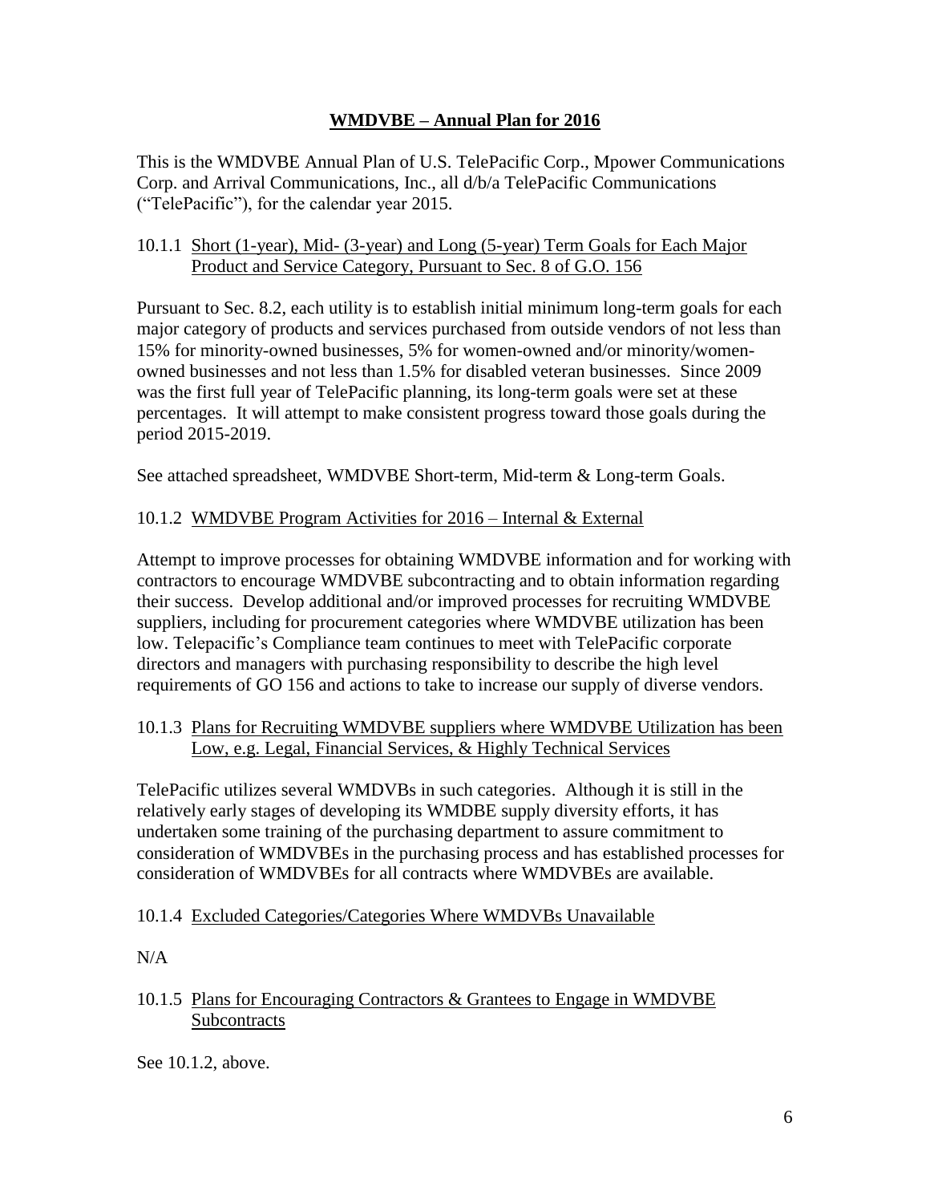## WMDVBE – Annual Plan for 2016

This is the WMDVBE Annual Plan of U.S. TelePacific Corp., Mpower Communications Corp. and Arrival Communications, Inc., all d/b/a TelePacific Communications ("TelePacific"), for the calendar year 2015.

### 10.1.1 Short (1-year), Mid- (3-year) and Long (5-year) Term Goals for Each Major Product and Service Category, Pursuant to Sec. 8 of G.O. 156

Pursuant to Sec. 8.2, each utility is to establish initial minimum long-term goals for each major category of products and services purchased from outside vendors of not less than 15% for minority-owned businesses, 5% for women-owned and/or minority/women-owned businesses and not less than 1.5% for disabled veteran businesses. Since 2009 was the first full year of TelePacific planning, its long-term goals were set at these percentages. It will attempt to make consistent progress toward those goals during the period 2015-2019.

See attached spreadsheet, WMDVBE Short-term, Mid-term & Long-term Goals.

### 10.1.2 WMDVBE Program Activities for 2016 – Internal & External

Attempt to improve processes for obtaining WMDVBE information and for working with contractors to encourage WMDVBE subcontracting and to obtain information regarding their success. Develop additional and/or improved processes for recruiting WMDVBE suppliers, including for procurement categories where WMDVBE utilization has been low. Telepacific's Compliance team continues to meet with TelePacific corporate directors and managers with purchasing responsibility to describe the high level requirements of GO 156 and actions to take to increase our supply of diverse vendors.

### 10.1.3 Plans for Recruiting WMDVBE suppliers where WMDVBE Utilization has been Low, e.g. Legal, Financial Services, & Highly Technical Services

TelePacific utilizes several WMDVBs in such categories. Although it is still in the relatively early stages of developing its WMDBE supply diversity efforts, it has undertaken some training of the purchasing department to assure commitment to consideration of WMDVBEs in the purchasing process and has established processes for consideration of WMDVBEs for all contracts where WMDVBEs are available.

### 10.1.4 Excluded Categories/Categories Where WMDVBs Unavailable

N/A

### 10.1.5 Plans for Encouraging Contractors & Grantees to Engage in WMDVBE Subcontracts

See 10.1.2, above.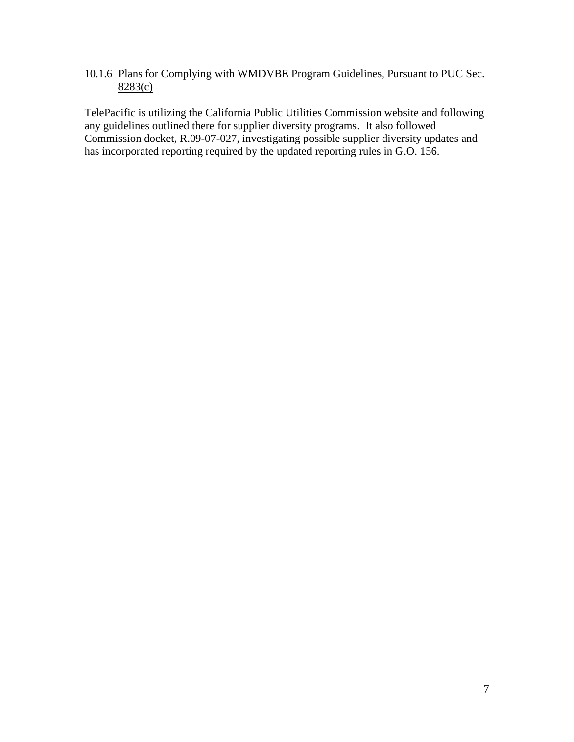### 10.1.6 Plans for Complying with WMDVBE Program Guidelines, Pursuant to PUC Sec. 8283(c)

TelePacific is utilizing the California Public Utilities Commission website and following any guidelines outlined there for supplier diversity programs. It also followed Commission docket, R.09-07-027, investigating possible supplier diversity updates and has incorporated reporting required by the updated reporting rules in G.O. 156.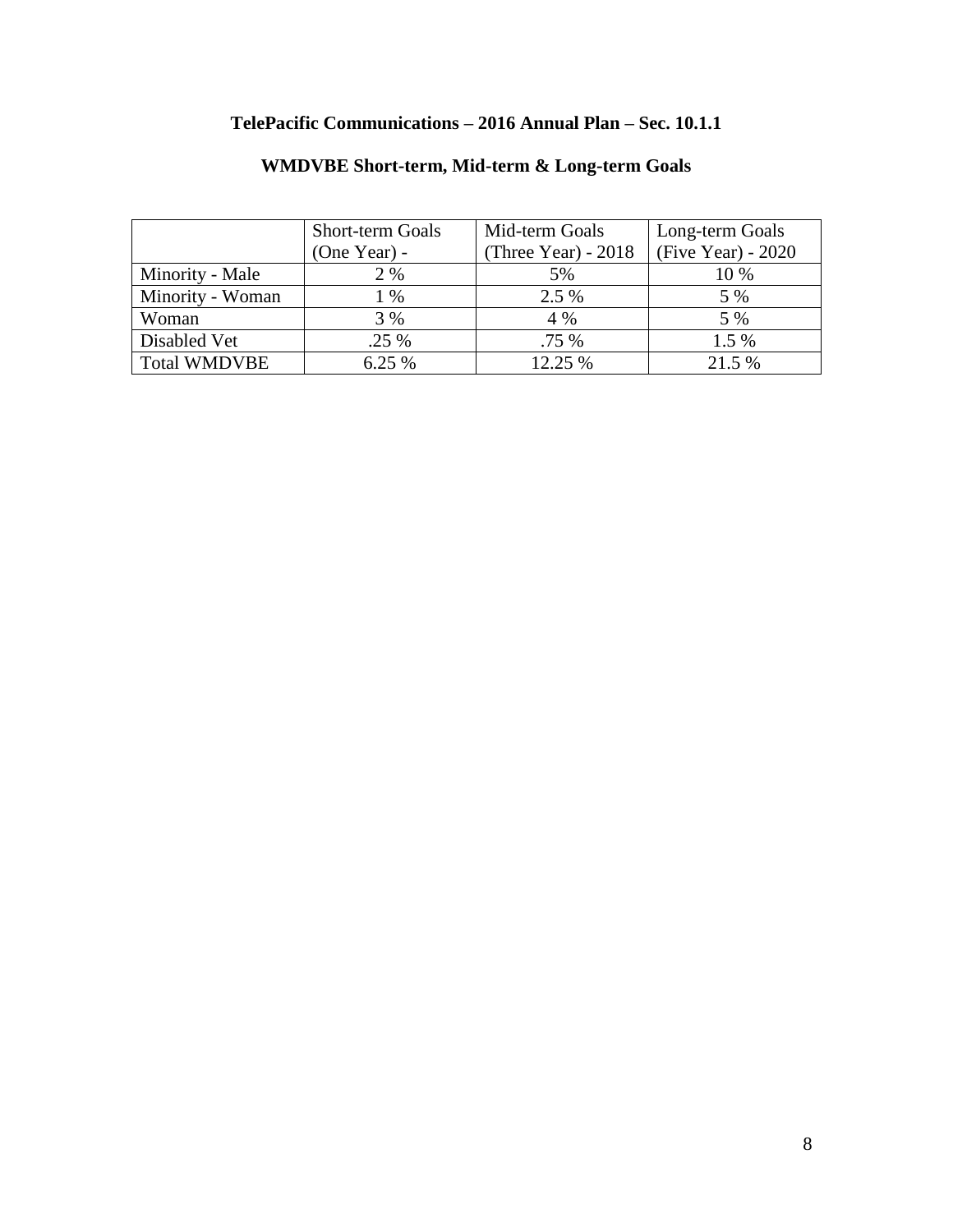**TelePacific Communications – 2016 Annual Plan – Sec. 10.1.1**

**WMDVBE Short-term, Mid-term & Long-term Goals**

| | Short-term Goals (One Year) - | Mid-term Goals (Three Year) - 2018 | Long-term Goals (Five Year) - 2020 |
|---|---|---|---|
| Minority - Male | 2 % | 5% | 10 % |
| Minority - Woman | 1 % | 2.5 % | 5 % |
| Woman | 3 % | 4 % | 5 % |
| Disabled Vet | .25 % | .75 % | 1.5 % |
| Total WMDVBE | 6.25 % | 12.25 % | 21.5 % |